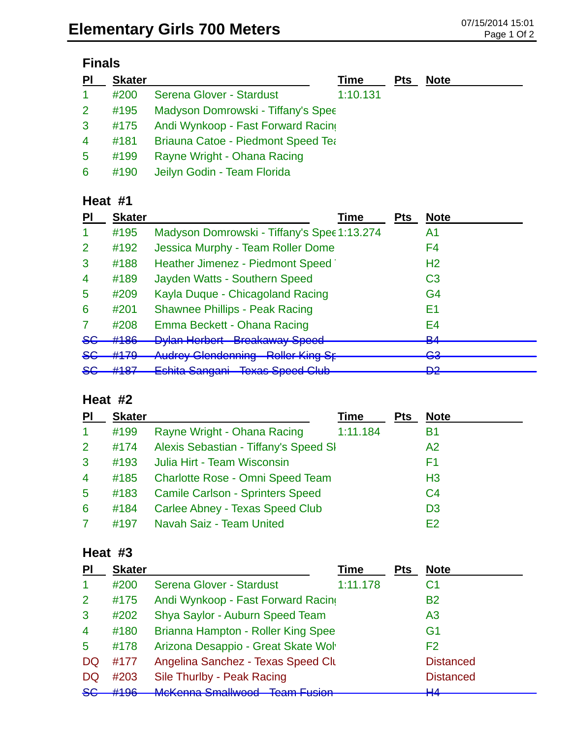# Elementary Girls 700 Meters

07/15/2014 15:01

## Finals

| Pl | Skater | | Time | Pts | Note |
|---|---|---|---|---|---|
| 1 | #200 | Serena Glover - Stardust | 1:10.131 | | |
| 2 | #195 | Madyson Domrowski - Tiffany's Spee | | | |
| 3 | #175 | Andi Wynkoop - Fast Forward Racin | | | |
| 4 | #181 | Briauna Catoe - Piedmont Speed Te | | | |
| 5 | #199 | Rayne Wright - Ohana Racing | | | |
| 6 | #190 | Jeilyn Godin - Team Florida | | | |

## Heat #1

| Pl | Skater | | Time | Pts | Note |
|---|---|---|---|---|---|
| 1 | #195 | Madyson Domrowski - Tiffany's Spee | 1:13.274 | | A1 |
| 2 | #192 | Jessica Murphy - Team Roller Dome | | | F4 |
| 3 | #188 | Heather Jimenez - Piedmont Speed | | | H2 |
| 4 | #189 | Jayden Watts - Southern Speed | | | C3 |
| 5 | #209 | Kayla Duque - Chicagoland Racing | | | G4 |
| 6 | #201 | Shawnee Phillips - Peak Racing | | | E1 |
| 7 | #208 | Emma Beckett - Ohana Racing | | | E4 |
| ~~SC~~ | ~~#186~~ | ~~Dylan Herbert - Breakaway Speed~~ | | | ~~B4~~ |
| ~~SC~~ | ~~#179~~ | ~~Audrey Glendenning - Roller King Sp~~ | | | ~~G3~~ |
| ~~SC~~ | ~~#187~~ | ~~Eshita Sangani - Texas Speed Club~~ | | | ~~D2~~ |

## Heat #2

| Pl | Skater | | Time | Pts | Note |
|---|---|---|---|---|---|
| 1 | #199 | Rayne Wright - Ohana Racing | 1:11.184 | | B1 |
| 2 | #174 | Alexis Sebastian - Tiffany's Speed Sl | | | A2 |
| 3 | #193 | Julia Hirt - Team Wisconsin | | | F1 |
| 4 | #185 | Charlotte Rose - Omni Speed Team | | | H3 |
| 5 | #183 | Camile Carlson - Sprinters Speed | | | C4 |
| 6 | #184 | Carlee Abney - Texas Speed Club | | | D3 |
| 7 | #197 | Navah Saiz - Team United | | | E2 |

## Heat #3

| Pl | Skater | | Time | Pts | Note |
|---|---|---|---|---|---|
| 1 | #200 | Serena Glover - Stardust | 1:11.178 | | C1 |
| 2 | #175 | Andi Wynkoop - Fast Forward Racin | | | B2 |
| 3 | #202 | Shya Saylor - Auburn Speed Team | | | A3 |
| 4 | #180 | Brianna Hampton - Roller King Spee | | | G1 |
| 5 | #178 | Arizona Desappio - Great Skate Wol | | | F2 |
| DQ | #177 | Angelina Sanchez - Texas Speed Clu | | | Distanced |
| DQ | #203 | Sile Thurlby - Peak Racing | | | Distanced |
| ~~SC~~ | ~~#196~~ | ~~McKenna Smallwood - Team Fusion~~ | | | ~~H4~~ |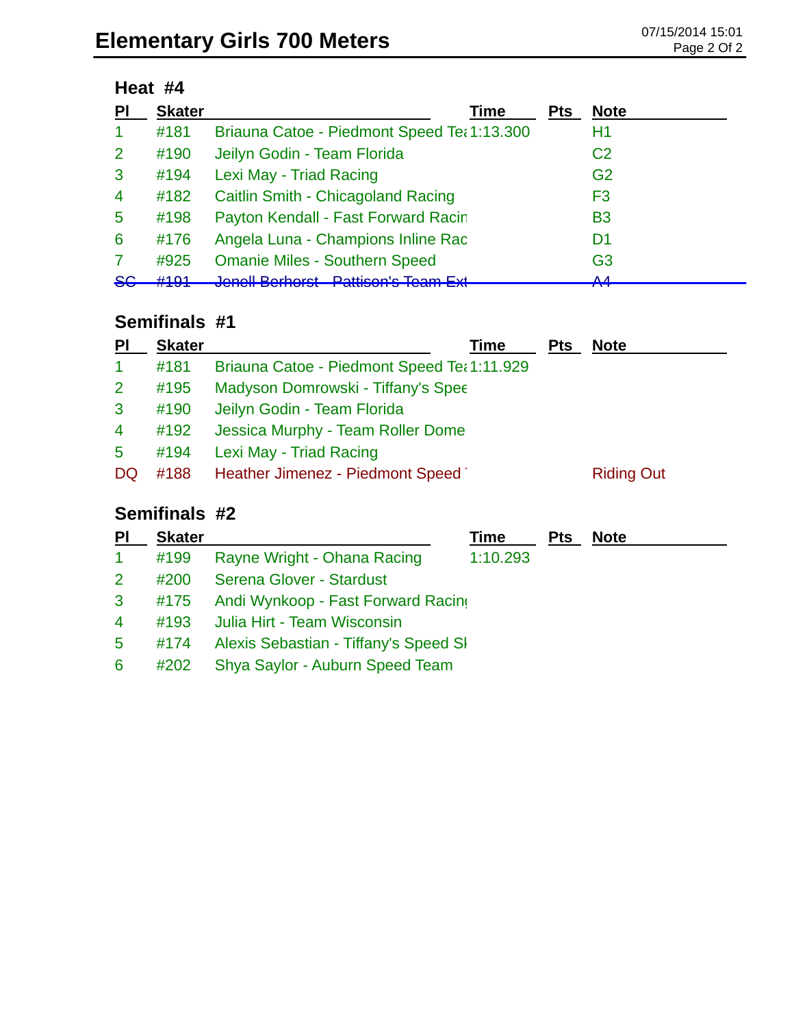# Elementary Girls 700 Meters

## Heat #4

| Pl | Skater | Time | Pts | Note |
| --- | --- | --- | --- | --- |
| 1 | #181 Briauna Catoe - Piedmont Speed Tea | 1:13.300 | | H1 |
| 2 | #190 Jeilyn Godin - Team Florida | | | C2 |
| 3 | #194 Lexi May - Triad Racing | | | G2 |
| 4 | #182 Caitlin Smith - Chicagoland Racing | | | F3 |
| 5 | #198 Payton Kendall - Fast Forward Racin | | | B3 |
| 6 | #176 Angela Luna - Champions Inline Rac | | | D1 |
| 7 | #925 Omanie Miles - Southern Speed | | | G3 |
| ~~SC~~ | ~~#191 Jenell Berhorst - Pattison's Team Ext~~ | | | ~~A4~~ |

## Semifinals #1

| Pl | Skater | Time | Pts | Note |
| --- | --- | --- | --- | --- |
| 1 | #181 Briauna Catoe - Piedmont Speed Tea | 1:11.929 | | |
| 2 | #195 Madyson Domrowski - Tiffany's Spee | | | |
| 3 | #190 Jeilyn Godin - Team Florida | | | |
| 4 | #192 Jessica Murphy - Team Roller Dome | | | |
| 5 | #194 Lexi May - Triad Racing | | | |
| DQ | #188 Heather Jimenez - Piedmont Speed | | | Riding Out |

## Semifinals #2

| Pl | Skater | Time | Pts | Note |
| --- | --- | --- | --- | --- |
| 1 | #199 Rayne Wright - Ohana Racing | 1:10.293 | | |
| 2 | #200 Serena Glover - Stardust | | | |
| 3 | #175 Andi Wynkoop - Fast Forward Racin | | | |
| 4 | #193 Julia Hirt - Team Wisconsin | | | |
| 5 | #174 Alexis Sebastian - Tiffany's Speed Sl | | | |
| 6 | #202 Shya Saylor - Auburn Speed Team | | | |